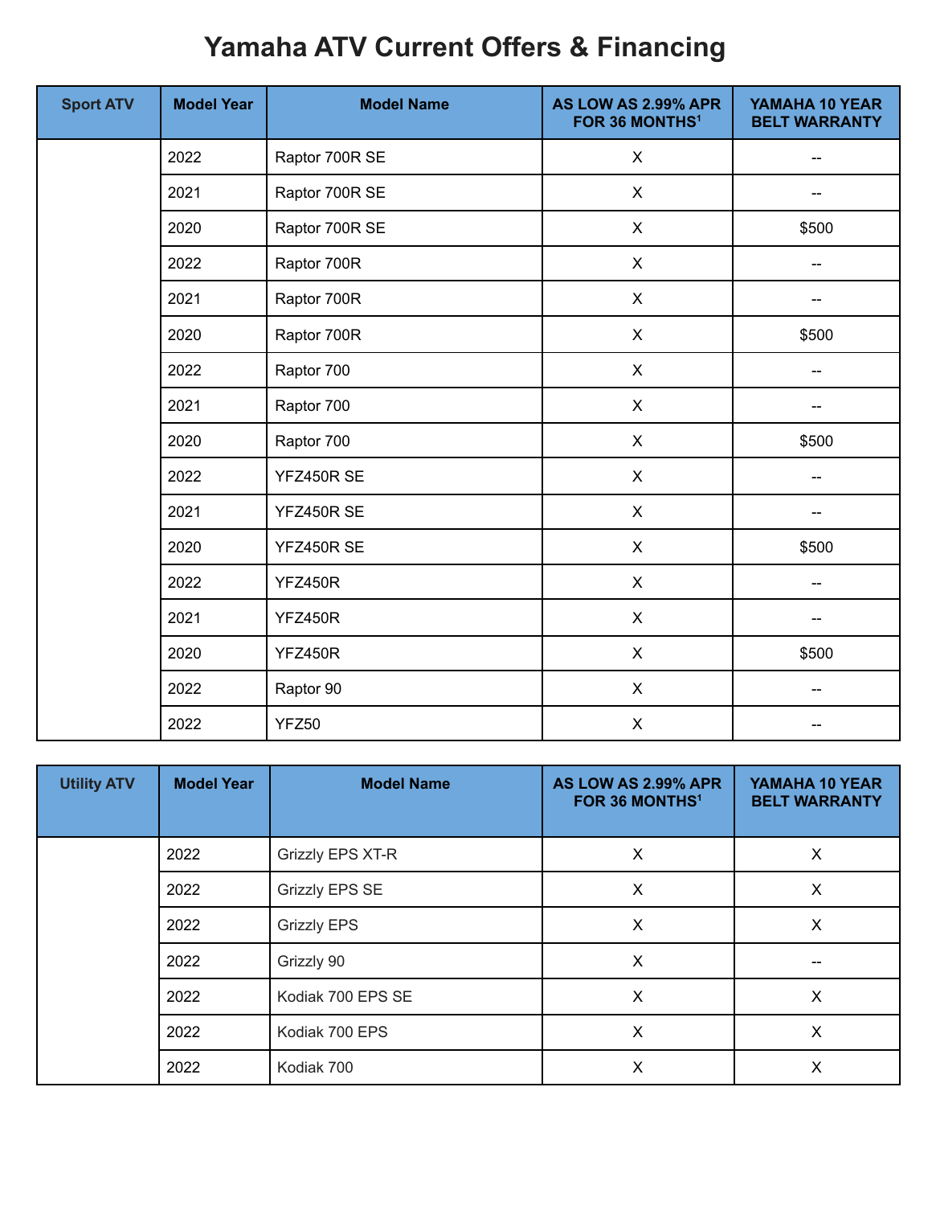# Yamaha ATV Current Offers & Financing

| Sport ATV | Model Year | Model Name | AS LOW AS 2.99% APR FOR 36 MONTHS[1] | YAMAHA 10 YEAR BELT WARRANTY |
|---|---|---|---|---|
| | 2022 | Raptor 700R SE | X | -- |
| | 2021 | Raptor 700R SE | X | -- |
| | 2020 | Raptor 700R SE | X | $500 |
| | 2022 | Raptor 700R | X | -- |
| | 2021 | Raptor 700R | X | -- |
| | 2020 | Raptor 700R | X | $500 |
| | 2022 | Raptor 700 | X | -- |
| | 2021 | Raptor 700 | X | -- |
| | 2020 | Raptor 700 | X | $500 |
| | 2022 | YFZ450R SE | X | -- |
| | 2021 | YFZ450R SE | X | -- |
| | 2020 | YFZ450R SE | X | $500 |
| | 2022 | YFZ450R | X | -- |
| | 2021 | YFZ450R | X | -- |
| | 2020 | YFZ450R | X | $500 |
| | 2022 | Raptor 90 | X | -- |
| | 2022 | YFZ50 | X | -- |

| Utility ATV | Model Year | Model Name | AS LOW AS 2.99% APR FOR 36 MONTHS[1] | YAMAHA 10 YEAR BELT WARRANTY |
|---|---|---|---|---|
| | 2022 | Grizzly EPS XT-R | X | X |
| | 2022 | Grizzly EPS SE | X | X |
| | 2022 | Grizzly EPS | X | X |
| | 2022 | Grizzly 90 | X | -- |
| | 2022 | Kodiak 700 EPS SE | X | X |
| | 2022 | Kodiak 700 EPS | X | X |
| | 2022 | Kodiak 700 | X | X |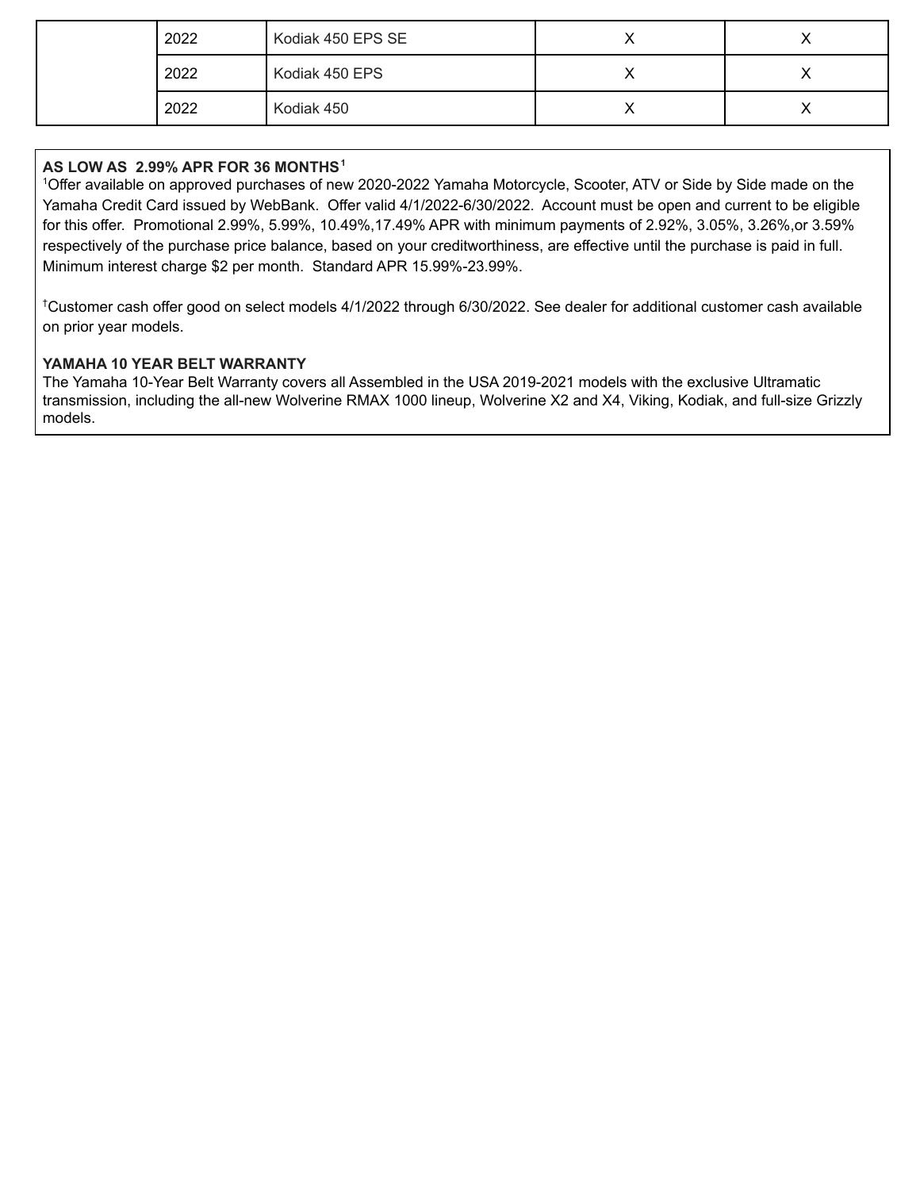| | | | | |
|---|---|---|---|---|
| | 2022 | Kodiak 450 EPS SE | X | X |
| | 2022 | Kodiak 450 EPS | X | X |
| | 2022 | Kodiak 450 | X | X |

**AS LOW AS 2.99% APR FOR 36 MONTHS[1]**

[1]Offer available on approved purchases of new 2020-2022 Yamaha Motorcycle, Scooter, ATV or Side by Side made on the Yamaha Credit Card issued by WebBank. Offer valid 4/1/2022-6/30/2022. Account must be open and current to be eligible for this offer. Promotional 2.99%, 5.99%, 10.49%,17.49% APR with minimum payments of 2.92%, 3.05%, 3.26%,or 3.59% respectively of the purchase price balance, based on your creditworthiness, are effective until the purchase is paid in full. Minimum interest charge $2 per month. Standard APR 15.99%-23.99%.

[†]Customer cash offer good on select models 4/1/2022 through 6/30/2022. See dealer for additional customer cash available on prior year models.

**YAMAHA 10 YEAR BELT WARRANTY**

The Yamaha 10-Year Belt Warranty covers all Assembled in the USA 2019-2021 models with the exclusive Ultramatic transmission, including the all-new Wolverine RMAX 1000 lineup, Wolverine X2 and X4, Viking, Kodiak, and full-size Grizzly models.